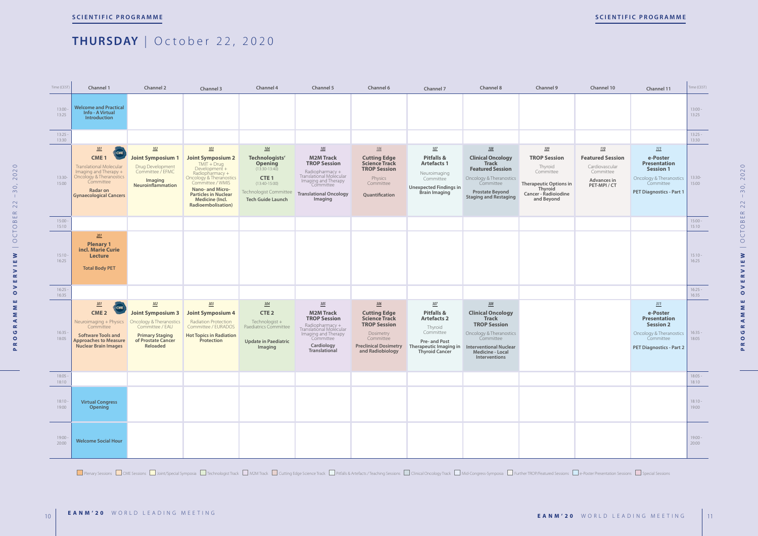# THURSDAY | October 22, 2020

| Time (CEST) | Channel 1 | Channel 2 | Channel 3 | Channel 4 | Channel 5 | Channel 6 | Channel 7 | Channel 8 | Channel 9 | Channel 10 | Channel 11 |
|---|---|---|---|---|---|---|---|---|---|---|---|
| 13:00 - 13:25 | **Welcome and Practical Info - A Virtual Introduction** | | | | | | | | | | |
| 13:25 - 13:30 | | | | | | | | | | | |
| 13:30 - 15:00 | 101 CME **CME 1** Translational Molecular Imaging and Therapy + Oncology & Theranostics Committee **Radar on Gynaecological Cancers** | 102 **Joint Symposium 1** Drug Development Committee / EFMC **Imaging Neuroinflammation** | 103 **Joint Symposium 2** TMIT + Drug Development + Radiopharmacy + Oncology & Theranostics Committee / WMIS **Nano- and Micro-Particles in Nuclear Medicine (Incl. Radioembolisation)** | 104 **Technologists' Opening** (13:30-13:40) **CTE 1** (13:40-15:00) Technologist Committee **Tech Guide Launch** | 105 **M2M Track TROP Session** Radiopharmacy + Translational Molecular Imaging and Therapy Committee **Translational Oncology Imaging** | 106 **Cutting Edge Science Track TROP Session** Physics Committee **Quantification** | 107 **Pitfalls & Artefacts 1** Neuroimaging Committee **Unexpected Findings in Brain Imaging** | 108 **Clinical Oncology Track Featured Session** Oncology & Theranostics Committee **Prostate Beyond Staging and Restaging** | 109 **TROP Session** Thyroid Committee **Therapeutic Options in Thyroid Cancer - Radioiodine and Beyond** | 110 **Featured Session** Cardiovascular Committee **Advances in PET-MPI / CT** | 111 **e-Poster Presentation Session 1** Oncology & Theranostics Committee **PET Diagnostics - Part 1** |
| 15:00 - 15:10 | | | | | | | | | | | |
| 15:10 - 16:25 | 201 **Plenary 1 incl. Marie Curie Lecture** **Total Body PET** | | | | | | | | | | |
| 16:25 - 16:35 | | | | | | | | | | | |
| 16:35 - 18:05 | 301 CME **CME 2** Neuroimaging + Physics Committee **Software Tools and Approaches to Measure Nuclear Brain Images** | 302 **Joint Symposium 3** Oncology & Theranostics Committee / EAU **Primary Staging of Prostate Cancer Reloaded** | 303 **Joint Symposium 4** Radiation Protection Committee / EURADOS **Hot Topics in Radiation Protection** | 304 **CTE 2** Technologist + Paediatrics Committee **Update in Paediatric Imaging** | 305 **M2M Track TROP Session** Radiopharmacy + Translational Molecular Imaging and Therapy Committee **Cardiology Translational** | 306 **Cutting Edge Science Track TROP Session** Dosimetry Committee **Preclinical Dosimetry and Radiobiology** | 307 **Pitfalls & Artefacts 2** Thyroid Committee **Pre- and Post Therapeutic Imaging in Thyroid Cancer** | 308 **Clinical Oncology Track TROP Session** Oncology & Theranostics Committee **Interventional Nuclear Medicine - Local Interventions** | | | 311 **e-Poster Presentation Session 2** Oncology & Theranostics Committee **PET Diagnostics - Part 2** |
| 18:05 - 18:10 | | | | | | | | | | | |
| 18:10 - 19:00 | **Virtual Congress Opening** | | | | | | | | | | |
| 19:00 - 20:00 | **Welcome Social Hour** | | | | | | | | | | |

Plenary Sessions | CME Sessions | Joint/Special Symposia | Technologist Track | M2M Track | Cutting Edge Science Track | Pitfalls & Artefacts / Teaching Sessions | Clinical Oncology Track | Mid-Congress-Symposia | Further TROP/Featured Sessions | e-Poster Presentation Sessions | Special Sessions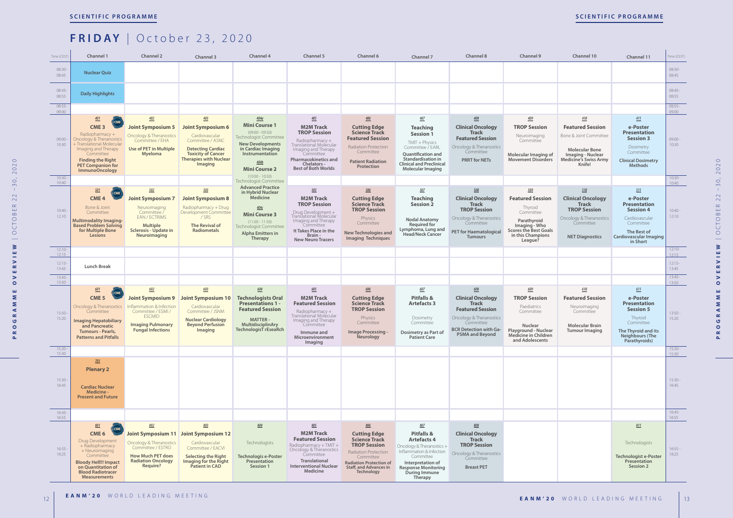# FRIDAY | October 23, 2020

| Time (CEST) | Channel 1 | Channel 2 | Channel 3 | Channel 4 | Channel 5 | Channel 6 | Channel 7 | Channel 8 | Channel 9 | Channel 10 | Channel 11 |
|---|---|---|---|---|---|---|---|---|---|---|---|
| 08:30-08:45 | **Nuclear Quiz** | | | | | | | | | | |
| 08:45-08:55 | **Daily Highlights** | | | | | | | | | | |
| 08:55-09:00 | | | | | | | | | | | |
| 09:00-10:30 | 401 CME **CME 3** Radiopharmacy + Oncology & Theranostics + Translational Molecular Imaging and Therapy Committee **Finding the Right PET Companion for ImmunoOncology** | 402 **Joint Symposium 5** Oncology & Theranostics Committee / EHA **Use of PET in Multiple Myeloma** | 403 **Joint Symposium 6** Cardiovascular Committee / ASNC **Detecting Cardiac Toxicity of Cancer Therapies with Nuclear Imaging** | 404a **Mini Course 1** (09:00 - 09:50) Technologist Committee **New Developments in Cardiac Imaging Instrumentation** 404b **Mini Course 2** (10:00 - 10:50) Technologist Committee **Advanced Practice in Hybrid Nuclear Medicine** | 405 **M2M Track TROP Session** Radiopharmacy + Translational Molecular Imaging and Therapy Committee **Pharmacokinetics and Chelators - Best of Both Worlds** | 406 **Cutting Edge Science Track Featured Session** Radiation Protection Committee **Patient Radiation Protection** | 407 **Teaching Session 1** TMIT + Physics Committee / EARL **Quantification and Standardisation in Clinical and Preclinical Molecular Imaging** | 408 **Clinical Oncology Track Featured Session** Oncology & Theranostics Committee **PRRT for NETs** | 409 **TROP Session** Neuroimaging Committee **Molecular Imaging of Movement Disorders** | 410 **Featured Session** Bone & Joint Committee **Molecular Bone Imaging - Nuclear Medicine's Swiss Army Knife!** | 411 **e-Poster Presentation Session 3** Dosimetry Committee **Clinical Dosimetry Methods** |
| 10:30-10:40 | | | | | | | | | | | |
| 10:40-12:10 | 501 CME **CME 4** Bone & Joint Committee **Multimodality Imaging-Based Problem Solving for Multiple Bone Lesions** | 502 **Joint Symposium 7** Neuroimaging Committee / EAN / ECTRIMS **Multiple Sclerosis - Update in Neuroimaging** | 503 **Joint Symposium 8** Radiopharmacy + Drug Development Committee / SRS **The Revival of Radiometals** | 404c **Mini Course 3** (11:00 - 11:50) Technologist Committee **Alpha Emitters in Therapy** | 505 **M2M Track TROP Session** Drug Development + Translational Molecular Imaging and Therapy Committee **It Takes Place in the Brain - New Neuro Tracers** | 506 **Cutting Edge Science Track TROP Session** Physics Committee **New Technologies and Imaging Techniques** | 507 **Teaching Session 2** **Nodal Anatomy Required for Lymphoma, Lung and Head/Neck Cancer** | 508 **Clinical Oncology Track TROP Session** Oncology & Theranostics Committee **PET for Haematological Tumours** | 509 **Featured Session** Thyroid Committee **Parathyroid Imaging - Who Scores the Best Goals in this Champions League?** | 510 **Clinical Oncology Track TROP Session** Oncology & Theranostics Committee **NET Diagnostics** | 511 **e-Poster Presentation Session 4** Cardiovascular Committee **The Best of Cardiovascular Imaging in Short** |
| 12:10-12:15 | | | | | | | | | | | |
| 12:15-13:45 | **Lunch Break** | | | | | | | | | | |
| 13:45-13:50 | | | | | | | | | | | |
| 13:50-15:20 | 601 CME **CME 5** Oncology & Theranostics Committee **Imaging Hepatobiliary and Pancreatic Tumours - Pearls, Patterns and Pitfalls** | 602 **Joint Symposium 9** Inflammation & Infection Committee / ESMI / ESCMID **Imaging Pulmonary Fungal Infections** | 603 **Joint Symposium 10** Cardiovascular Committee / JSNM **Nuclear Cardiology Beyond Perfusion Imaging** | 604 **Technologists Oral Presentations 1 - Featured Session** **MATTER - MultidisciplinAry TechnologisT rEseaRch** | 605 **M2M Track Featured Session** Radiopharmacy + Translational Molecular Imaging and Therapy Committee **Immune and Microenvironment Imaging** | 606 **Cutting Edge Science Track TROP Session** Physics Committee **Image Processing - Neurology** | 607 **Pitfalls & Artefacts 3** Dosimetry Committee **Dosimetry as Part of Patient Care** | 608 **Clinical Oncology Track Featured Session** Oncology & Theranostics Committee **BCR Detection with Ga-PSMA and Beyond** | 609 **TROP Session** Paediatrics Committee **Nuclear Playground - Nuclear Medicine in Children and Adolescents** | 610 **Featured Session** Neuroimaging Committee **Molecular Brain Tumour Imaging** | 611 **e-Poster Presentation Session 5** Thyroid Committee **The Thyroid and its Neighbours (The Parathyroids)** |
| 15:20-15:30 | | | | | | | | | | | |
| 15:30-16:45 | 701 **Plenary 2** **Cardiac Nuclear Medicine - Present and Future** | | | | | | | | | | |
| 16:45-16:55 | | | | | | | | | | | |
| 16:55-18:25 | 801 CME **CME 6** Drug Development + Radiopharmacy + Neuroimaging Committee **Bloody Hell!!! Impact on Quantitation of Blood Radiotracer Measurements** | 802 **Joint Symposium 11** Oncology & Theranostics Committee / ESTRO **How Much PET does Radiation Oncology Require?** | 803 **Joint Symposium 12** Cardiovascular Committee / EACVI **Selecting the Right Imaging for the Right Patient in CAD** | 804 Technologists **Technologists e-Poster Presentation Session 1** | 805 **M2M Track Featured Session** Radiopharmacy + TMIT + Oncology & Theranostics Committee **Translational Interventional Nuclear Medicine** | 806 **Cutting Edge Science Track TROP Session** Radiation Protection Committee **Radiation Protection of Staff, and Advances in Technology** | 807 **Pitfalls & Artefacts 4** Oncology & Theranostics + Inflammation & Infection Committee **Interpretation of Response Monitoring During Immune Therapy** | 808 **Clinical Oncology Track TROP Session** Oncology & Theranostics Committee **Breast PET** | | | 811 Technologists **Technologist e-Poster Presentation Session 2** |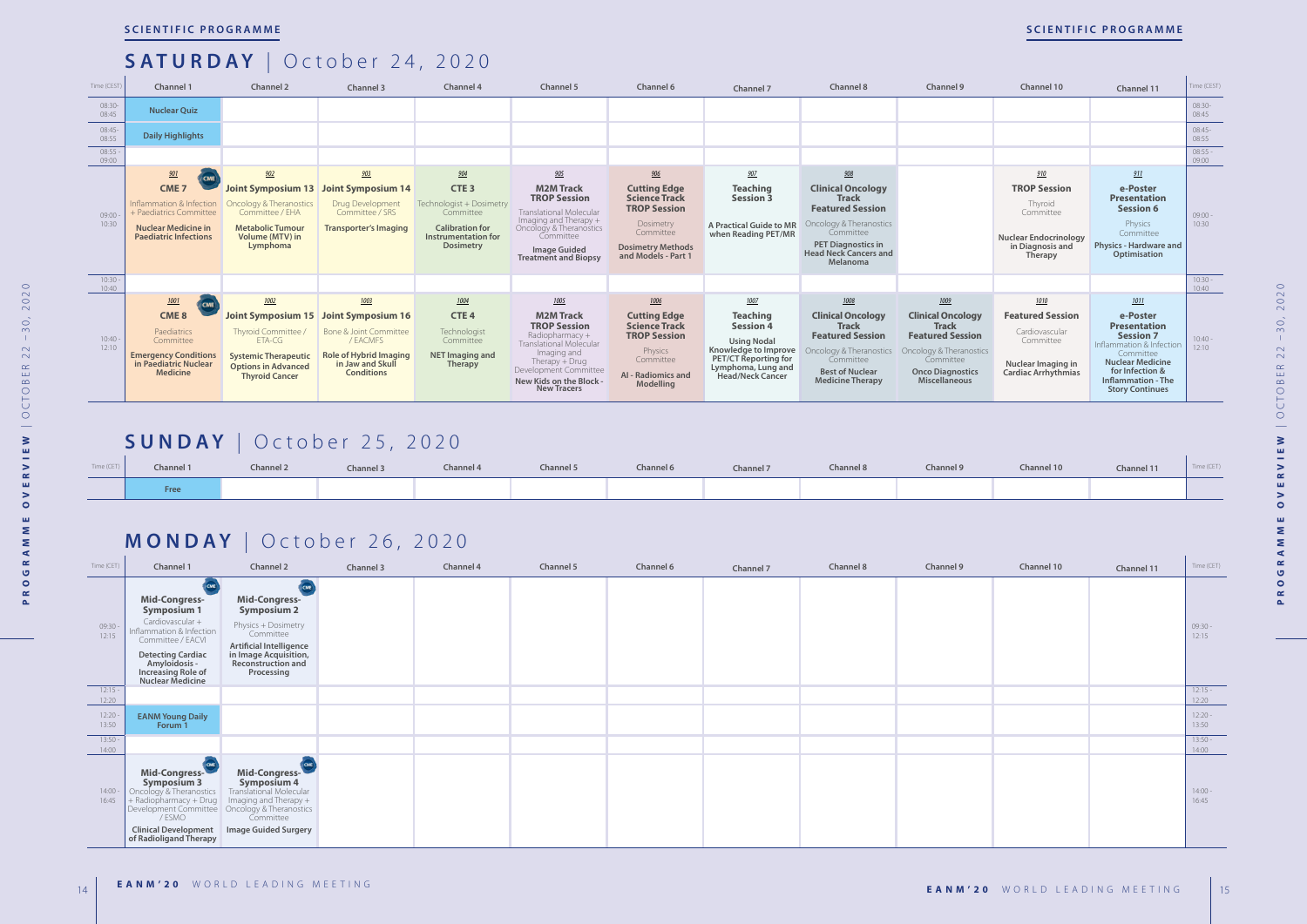## SCIENTIFIC PROGRAMME

# SATURDAY | October 24, 2020

| Time (CEST) | Channel 1 | Channel 2 | Channel 3 | Channel 4 | Channel 5 | Channel 6 | Channel 7 | Channel 8 | Channel 9 | Channel 10 | Channel 11 | Time (CEST) |
|---|---|---|---|---|---|---|---|---|---|---|---|---|
| 08:30-08:45 | Nuclear Quiz | | | | | | | | | | | 08:30-08:45 |
| 08:45-08:55 | Daily Highlights | | | | | | | | | | | 08:45-08:55 |
| 08:55 - 09:00 | | | | | | | | | | | | 08:55 - 09:00 |
| 09:00 - 10:30 | 901 CME **CME 7** Inflammation & Infection + Paediatrics Committee **Nuclear Medicine in Paediatric Infections** | 902 **Joint Symposium 13** Oncology & Theranostics Committee / EHA **Metabolic Tumour Volume (MTV) in Lymphoma** | 903 **Joint Symposium 14** Drug Development Committee / SRS **Transporter's Imaging** | 904 **CTE 3** Technologist + Dosimetry Committee **Calibration for Instrumentation for Dosimetry** | 905 **M2M Track TROP Session** Translational Molecular Imaging and Therapy + Oncology & Theranostics Committee **Image Guided Treatment and Biopsy** | 906 **Cutting Edge Science Track TROP Session** Dosimetry Committee **Dosimetry Methods and Models - Part 1** | 907 **Teaching Session 3** **A Practical Guide to MR when Reading PET/MR** | 908 **Clinical Oncology Track Featured Session** Oncology & Theranostics Committee **PET Diagnostics in Head Neck Cancers and Melanoma** | | 910 **TROP Session** Thyroid Committee **Nuclear Endocrinology in Diagnosis and Therapy** | 911 **e-Poster Presentation Session 6** Physics Committee **Physics - Hardware and Optimisation** | 09:00 - 10:30 |
| 10:30 - 10:40 | | | | | | | | | | | | 10:30 - 10:40 |
| 10:40 - 12:10 | 1001 CME **CME 8** Paediatrics Committee **Emergency Conditions in Paediatric Nuclear Medicine** | 1002 **Joint Symposium 15** Thyroid Committee / ETA-CG **Systemic Therapeutic Options in Advanced Thyroid Cancer** | 1003 **Joint Symposium 16** Bone & Joint Committee / EACMFS **Role of Hybrid Imaging in Jaw and Skull Conditions** | 1004 **CTE 4** Technologist Committee **NET Imaging and Therapy** | 1005 **M2M Track TROP Session** Radiopharmacy + Translational Molecular Imaging and Therapy + Drug Development Committee **New Kids on the Block - New Tracers** | 1006 **Cutting Edge Science Track TROP Session** Physics Committee **AI - Radiomics and Modelling** | 1007 **Teaching Session 4** **Using Nodal Knowledge to Improve PET/CT Reporting for Lymphoma, Lung and Head/Neck Cancer** | 1008 **Clinical Oncology Track Featured Session** Oncology & Theranostics Committee **Best of Nuclear Medicine Therapy** | 1009 **Clinical Oncology Track Featured Session** Oncology & Theranostics Committee **Onco Diagnostics Miscellaneous** | 1010 **Featured Session** Cardiovascular Committee **Nuclear Imaging in Cardiac Arrhythmias** | 1011 **e-Poster Presentation Session 7** Inflammation & Infection Committee **Nuclear Medicine for Infection & Inflammation - The Story Continues** | 10:40 - 12:10 |

# SUNDAY | October 25, 2020

| Time (CET) | Channel 1 | Channel 2 | Channel 3 | Channel 4 | Channel 5 | Channel 6 | Channel 7 | Channel 8 | Channel 9 | Channel 10 | Channel 11 | Time (CET) |
|---|---|---|---|---|---|---|---|---|---|---|---|---|
| | Free | | | | | | | | | | | |

# MONDAY | October 26, 2020

| Time (CET) | Channel 1 | Channel 2 | Channel 3 | Channel 4 | Channel 5 | Channel 6 | Channel 7 | Channel 8 | Channel 9 | Channel 10 | Channel 11 | Time (CET) |
|---|---|---|---|---|---|---|---|---|---|---|---|---|
| 09:30 - 12:15 | CME **Mid-Congress-Symposium 1** Cardiovascular + Inflammation & Infection Committee / EACVI **Detecting Cardiac Amyloidosis - Increasing Role of Nuclear Medicine** | CME **Mid-Congress-Symposium 2** Physics + Dosimetry Committee **Artificial Intelligence in Image Acquisition, Reconstruction and Processing** | | | | | | | | | | 09:30 - 12:15 |
| 12:15 - 12:20 | | | | | | | | | | | | 12:15 - 12:20 |
| 12:20 - 13:50 | EANM Young Daily Forum 1 | | | | | | | | | | | 12:20 - 13:50 |
| 13:50 - 14:00 | | | | | | | | | | | | 13:50 - 14:00 |
| 14:00 - 16:45 | CME **Mid-Congress-Symposium 3** Oncology & Theranostics + Radiopharmacy + Drug Development Committee / ESMO **Clinical Development of Radioligand Therapy** | CME **Mid-Congress-Symposium 4** Translational Molecular Imaging and Therapy + Oncology & Theranostics Committee **Image Guided Surgery** | | | | | | | | | | 14:00 - 16:45 |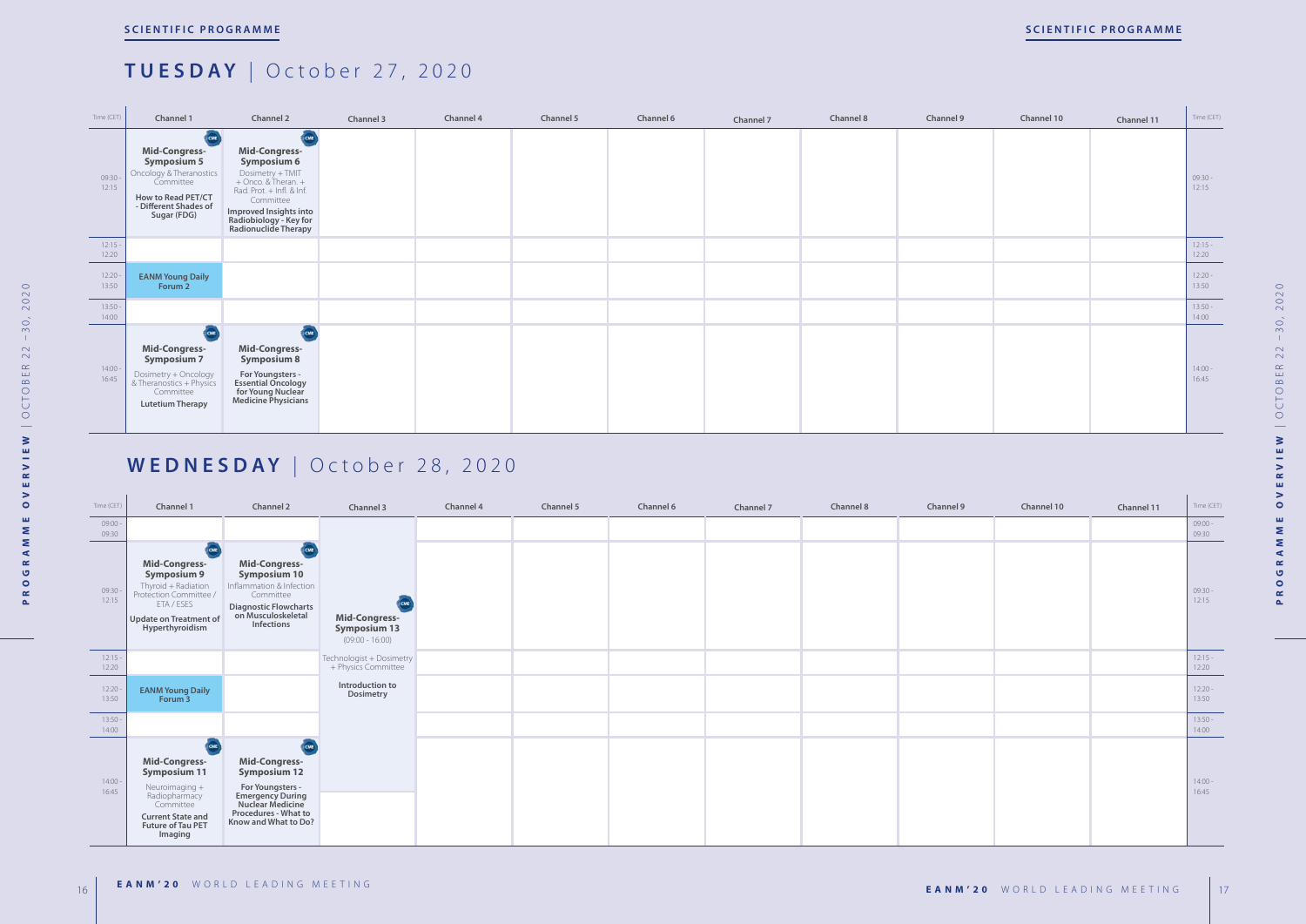## SCIENTIFIC PROGRAMME

# TUESDAY | October 27, 2020

| Time (CET) | Channel 1 | Channel 2 | Channel 3 | Channel 4 | Channel 5 | Channel 6 | Channel 7 | Channel 8 | Channel 9 | Channel 10 | Channel 11 | Time (CET) |
|---|---|---|---|---|---|---|---|---|---|---|---|---|
| 09:30 - 12:15 | CME **Mid-Congress-Symposium 5** Oncology & Theranostics Committee **How to Read PET/CT - Different Shades of Sugar (FDG)** | CME **Mid-Congress-Symposium 6** Dosimetry + TMIT + Onco. & Theran. + Rad. Prot. + Infl. & Inf. Committee **Improved Insights into Radiobiology - Key for Radionuclide Therapy** | | | | | | | | | | 09:30 - 12:15 |
| 12:15 - 12:20 | | | | | | | | | | | | 12:15 - 12:20 |
| 12:20 - 13:50 | **EANM Young Daily Forum 2** | | | | | | | | | | | 12:20 - 13:50 |
| 13:50 - 14:00 | | | | | | | | | | | | 13:50 - 14:00 |
| 14:00 - 16:45 | CME **Mid-Congress-Symposium 7** Dosimetry + Oncology & Theranostics + Physics Committee **Lutetium Therapy** | CME **Mid-Congress-Symposium 8** **For Youngsters - Essential Oncology for Young Nuclear Medicine Physicians** | | | | | | | | | | 14:00 - 16:45 |

# WEDNESDAY | October 28, 2020

| Time (CET) | Channel 1 | Channel 2 | Channel 3 | Channel 4 | Channel 5 | Channel 6 | Channel 7 | Channel 8 | Channel 9 | Channel 10 | Channel 11 | Time (CET) |
|---|---|---|---|---|---|---|---|---|---|---|---|---|
| 09:00 - 09:30 | | | CME **Mid-Congress-Symposium 13** (09:00 - 16:00) Technologist + Dosimetry + Physics Committee **Introduction to Dosimetry** | | | | | | | | | 09:00 - 09:30 |
| 09:30 - 12:15 | CME **Mid-Congress-Symposium 9** Thyroid + Radiation Protection Committee / ETA / ESES **Update on Treatment of Hyperthyroidism** | CME **Mid-Congress-Symposium 10** Inflammation & Infection Committee **Diagnostic Flowcharts on Musculoskeletal Infections** | | | | | | | | | | 09:30 - 12:15 |
| 12:15 - 12:20 | | | | | | | | | | | | 12:15 - 12:20 |
| 12:20 - 13:50 | **EANM Young Daily Forum 3** | | | | | | | | | | | 12:20 - 13:50 |
| 13:50 - 14:00 | | | | | | | | | | | | 13:50 - 14:00 |
| 14:00 - 16:45 | CME **Mid-Congress-Symposium 11** Neuroimaging + Radiopharmacy Committee **Current State and Future of Tau PET Imaging** | CME **Mid-Congress-Symposium 12** **For Youngsters - Emergency During Nuclear Medicine Procedures - What to Know and What to Do?** | | | | | | | | | | 14:00 - 16:45 |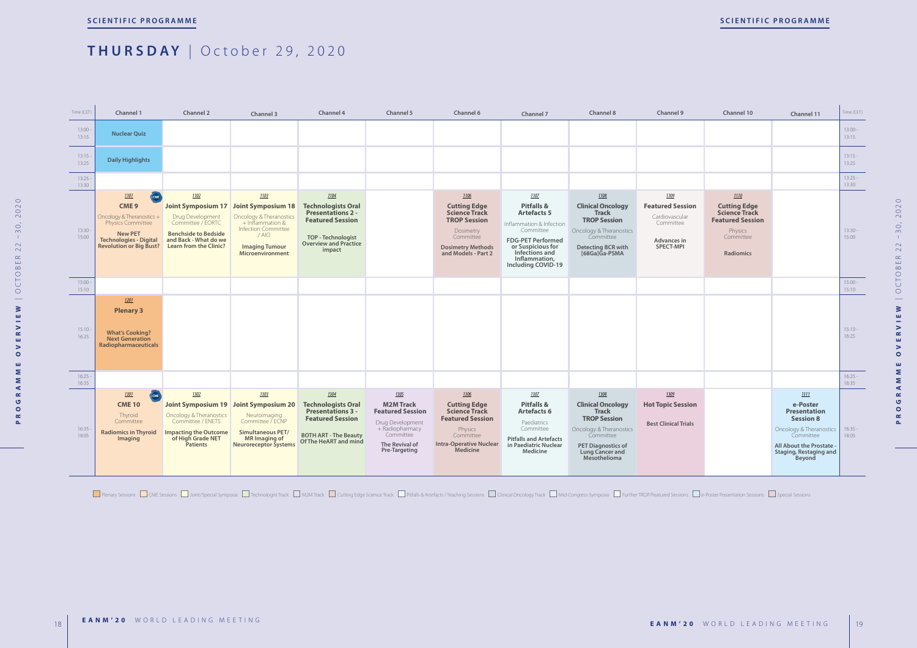## SCIENTIFIC PROGRAMME

# THURSDAY | October 29, 2020

| Time (CET) | Channel 1 | Channel 2 | Channel 3 | Channel 4 | Channel 5 | Channel 6 | Channel 7 | Channel 8 | Channel 9 | Channel 10 | Channel 11 |
|---|---|---|---|---|---|---|---|---|---|---|---|
| 13:00 - 13:15 | **Nuclear Quiz** | | | | | | | | | | |
| 13:15 - 13:25 | **Daily Highlights** | | | | | | | | | | |
| 13:25 - 13:30 | | | | | | | | | | | |
| 13:30 - 15:00 | 1101 CME **CME 9** Oncology & Theranostics + Physics Committee **New PET Technologies - Digital Revolution or Big Bust?** | 1102 **Joint Symposium 17** Drug Development Committee / EORTC **Benchside to Bedside and Back - What do we Learn from the Clinic?** | 1103 **Joint Symposium 18** Oncology & Theranostics + Inflammation & Infection Committee / AIO **Imaging Tumour Microenvironment** | 1104 **Technologists Oral Presentations 2 - Featured Session** **TOP - Technologist Overview and Practice impact** | | 1106 **Cutting Edge Science Track TROP Session** Dosimetry Committee **Dosimetry Methods and Models - Part 2** | 1107 **Pitfalls & Artefacts 5** Inflammation & Infection Committee **FDG-PET Performed or Suspicious for Infections and Inflammation, Including COVID-19** | 1108 **Clinical Oncology Track TROP Session** Oncology & Theranostics Committee **Detecting BCR with [68Ga]Ga-PSMA** | 1109 **Featured Session** Cardiovascular Committee **Advances in SPECT-MPI** | 1110 **Cutting Edge Science Track Featured Session** Physics Committee **Radiomics** | |
| 15:00 - 15:10 | | | | | | | | | | | |
| 15:10 - 16:25 | 1201 **Plenary 3** **What's Cooking? Next Generation Radiopharmaceuticals** | | | | | | | | | | |
| 16:25 - 16:35 | | | | | | | | | | | |
| 16:35 - 18:05 | 1301 CME **CME 10** Thyroid Committee **Radiomics in Thyroid Imaging** | 1302 **Joint Symposium 19** Oncology & Theranostics Committee / ENETS **Impacting the Outcome of High Grade NET Patients** | 1303 **Joint Symposium 20** Neuroimaging Committee / ECNP **Simultaneous PET/ MR Imaging of Neuroreceptor Systems** | 1304 **Technologists Oral Presentations 3 - Featured Session** **BOTH ART - The Beauty Of The HeART and mind** | 1305 **M2M Track Featured Session** Drug Development + Radiopharmacy Committee **The Revival of Pre-Targeting** | 1306 **Cutting Edge Science Track Featured Session** Physics Committee **Intra-Operative Nuclear Medicine** | 1307 **Pitfalls & Artefacts 6** Paediatrics Committee **Pitfalls and Artefacts in Paediatric Nuclear Medicine** | 1308 **Clinical Oncology Track TROP Session** Oncology & Theranostics Committee **PET Diagnostics of Lung Cancer and Mesothelioma** | 1309 **Hot Topic Session** **Best Clinical Trials** | | 1311 **e-Poster Presentation Session 8** Oncology & Theranostics Committee **All About the Prostate - Staging, Restaging and Beyond** |

Plenary Sessions | CME Sessions | Joint/Special Symposia | Technologist Track | M2M Track | Cutting Edge Science Track | Pitfalls & Artefacts / Teaching Sessions | Clinical Oncology Track | Mid-Congress-Symposia | Further TROP/Featured Sessions | e-Poster Presentation Sessions | Special Sessions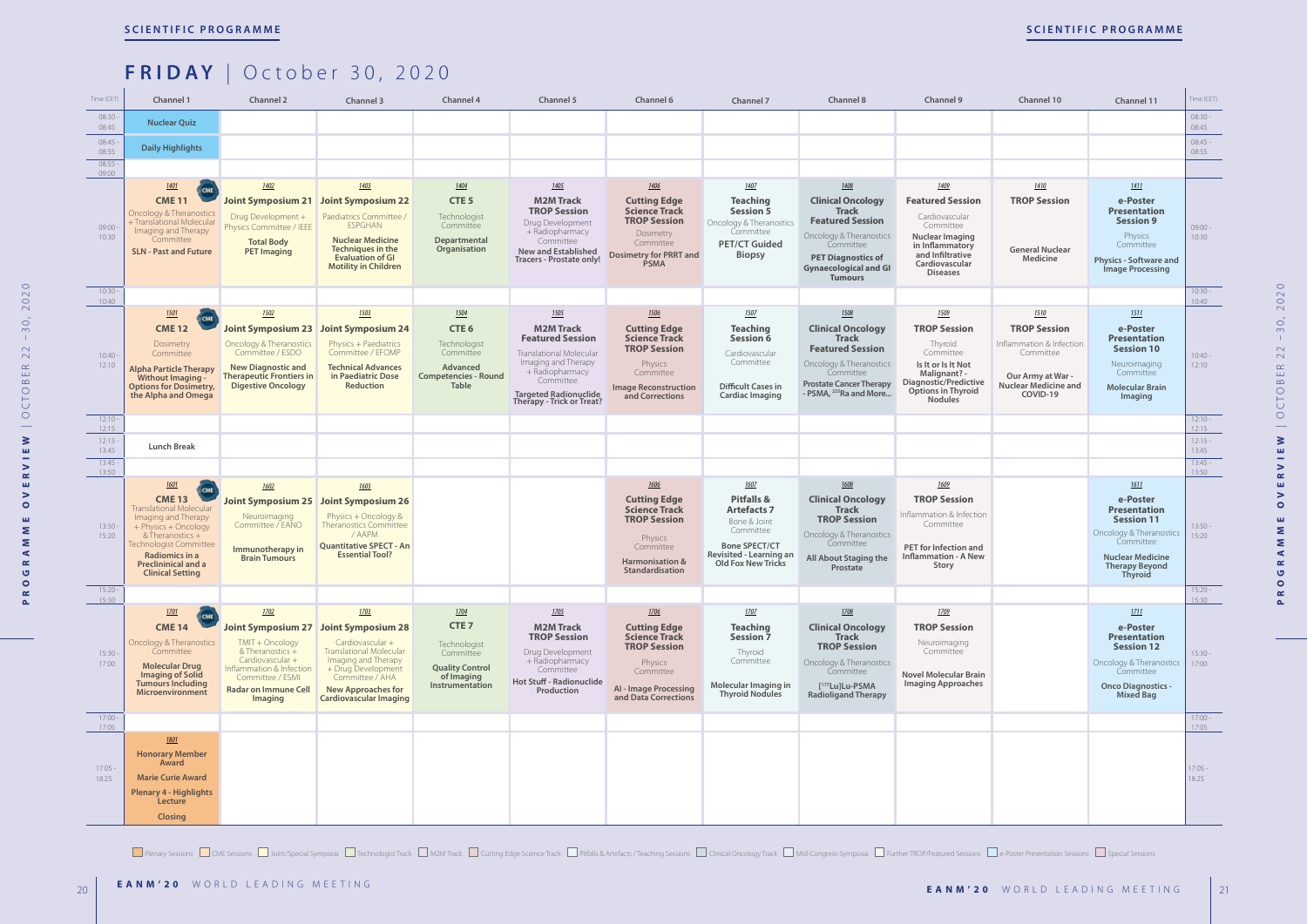# SCIENTIFIC PROGRAMME

## FRIDAY | October 30, 2020

| Time (CET) | Channel 1 | Channel 2 | Channel 3 | Channel 4 | Channel 5 | Channel 6 | Channel 7 | Channel 8 | Channel 9 | Channel 10 | Channel 11 | Time (CET) |
|---|---|---|---|---|---|---|---|---|---|---|---|---|
| 08:30 - 08:45 | **Nuclear Quiz** | | | | | | | | | | | 08:30 - 08:45 |
| 08:45 - 08:55 | **Daily Highlights** | | | | | | | | | | | 08:45 - 08:55 |
| 08:55 - 09:00 | | | | | | | | | | | | |
| 09:00 - 10:30 | 1401 CME **CME 11** Oncology & Theranostics + Translational Molecular Imaging and Therapy Committee **SLN - Past and Future** | 1402 **Joint Symposium 21** Drug Development + Physics Committee / IEEE **Total Body PET Imaging** | 1403 **Joint Symposium 22** Paediatrics Committee / ESPGHAN **Nuclear Medicine Techniques in the Evaluation of GI Motility in Children** | 1404 **CTE 5** Technologist Committee **Departmental Organisation** | 1405 **M2M Track TROP Session** Drug Development + Radiopharmacy Committee **New and Established Tracers - Prostate only!** | 1406 **Cutting Edge Science Track TROP Session** Dosimetry Committee **Dosimetry for PRRT and PSMA** | 1407 **Teaching Session 5** Oncology & Theranostics Committee **PET/CT Guided Biopsy** | 1408 **Clinical Oncology Track Featured Session** Oncology & Theranostics Committee **PET Diagnostics of Gynaecological and GI Tumours** | 1409 **Featured Session** Cardiovascular Committee **Nuclear Imaging in Inflammatory and Infiltrative Cardiovascular Diseases** | 1410 **TROP Session** **General Nuclear Medicine** | 1411 **e-Poster Presentation Session 9** Physics Committee **Physics - Software and Image Processing** | 09:00 - 10:30 |
| 10:30 - 10:40 | | | | | | | | | | | | 10:30 - 10:40 |
| 10:40 - 12:10 | 1501 CME **CME 12** Dosimetry Committee **Alpha Particle Therapy Without Imaging - Options for Dosimetry, the Alpha and Omega** | 1502 **Joint Symposium 23** Oncology & Theranostics Committee / ESDO **New Diagnostic and Therapeutic Frontiers in Digestive Oncology** | 1503 **Joint Symposium 24** Physics + Paediatrics Committee / EFOMP **Technical Advances in Paediatric Dose Reduction** | 1504 **CTE 6** Technologist Committee **Advanced Competencies - Round Table** | 1505 **M2M Track Featured Session** Translational Molecular Imaging and Therapy + Radiopharmacy Committee **Targeted Radionuclide Therapy - Trick or Treat?** | 1506 **Cutting Edge Science Track TROP Session** Physics Committee **Image Reconstruction and Corrections** | 1507 **Teaching Session 6** Cardiovascular Committee **Difficult Cases in Cardiac Imaging** | 1508 **Clinical Oncology Track Featured Session** Oncology & Theranostics Committee **Prostate Cancer Therapy - PSMA, $^{223}$Ra and More...** | 1509 **TROP Session** Thyroid Committee **Is It or Is It Not Malignant? - Diagnostic/Predictive Options in Thyroid Nodules** | 1510 **TROP Session** Inflammation & Infection Committee **Our Army at War - Nuclear Medicine and COVID-19** | 1511 **e-Poster Presentation Session 10** Neuroimaging Committee **Molecular Brain Imaging** | 10:40 - 12:10 |
| 12:10 - 12:15 | | | | | | | | | | | | 12:10 - 12:15 |
| 12:15 - 13:45 | Lunch Break | | | | | | | | | | | 12:15 - 13:45 |
| 13:45 - 13:50 | | | | | | | | | | | | 13:45 - 13:50 |
| 13:50 - 15:20 | 1601 CME **CME 13** Translational Molecular Imaging and Therapy + Physics + Oncology & Theranostics + Technologist Committee **Radiomics in a Preclininical and a Clinical Setting** | 1602 **Joint Symposium 25** Neuroimaging Committee / EANO **Immunotherapy in Brain Tumours** | 1603 **Joint Symposium 26** Physics + Oncology & Theranostics Committee / AAPM **Quantitative SPECT - An Essential Tool?** | | | 1606 **Cutting Edge Science Track TROP Session** Physics Committee **Harmonisation & Standardisation** | 1607 **Pitfalls & Artefacts 7** Bone & Joint Committee **Bone SPECT/CT Revisited - Learning an Old Fox New Tricks** | 1608 **Clinical Oncology Track TROP Session** Oncology & Theranostics Committee **All About Staging the Prostate** | 1609 **TROP Session** Inflammation & Infection Committee **PET for Infection and Inflammation - A New Story** | | 1611 **e-Poster Presentation Session 11** Oncology & Theranostics Committee **Nuclear Medicine Therapy Beyond Thyroid** | 13:50 - 15:20 |
| 15:20 - 15:30 | | | | | | | | | | | | 15:20 - 15:30 |
| 15:30 - 17:00 | 1701 CME **CME 14** Oncology & Theranostics Committee **Molecular Drug Imaging of Solid Tumours Including Microenvironment** | 1702 **Joint Symposium 27** TMIT + Oncology & Theranostics + Cardiovascular + Inflammation & Infection Committee / ESMI **Radar on Immune Cell Imaging** | 1703 **Joint Symposium 28** Cardiovascular + Translational Molecular Imaging and Therapy + Drug Development Committee / AHA **New Approaches for Cardiovascular Imaging** | 1704 **CTE 7** Technologist Committee **Quality Control of Imaging Instrumentation** | 1705 **M2M Track TROP Session** Drug Development + Radiopharmacy Committee **Hot Stuff - Radionuclide Production** | 1706 **Cutting Edge Science Track TROP Session** Physics Committee **AI - Image Processing and Data Corrections** | 1707 **Teaching Session 7** Thyroid Committee **Molecular Imaging in Thyroid Nodules** | 1708 **Clinical Oncology Track TROP Session** Oncology & Theranostics Committee **[$^{177}$Lu]Lu-PSMA Radioligand Therapy** | 1709 **TROP Session** Neuroimaging Committee **Novel Molecular Brain Imaging Approaches** | | 1711 **e-Poster Presentation Session 12** Oncology & Theranostics Committee **Onco Diagnostics - Mixed Bag** | 15:30 - 17:00 |
| 17:00 - 17:05 | | | | | | | | | | | | 17:00 - 17:05 |
| 17:05 - 18:25 | 1801 **Honorary Member Award** **Marie Curie Award** **Plenary 4 - Highlights Lecture** **Closing** | | | | | | | | | | | 17:05 - 18:25 |

Plenary Sessions | CME Sessions | Joint/Special Symposia | Technologist Track | M2M Track | Cutting Edge Science Track | Pitfalls & Artefacts / Teaching Sessions | Clinical Oncology Track | Mid-Congress-Symposia | Further TROP/Featured Sessions | e-Poster Presentation Sessions | Special Sessions